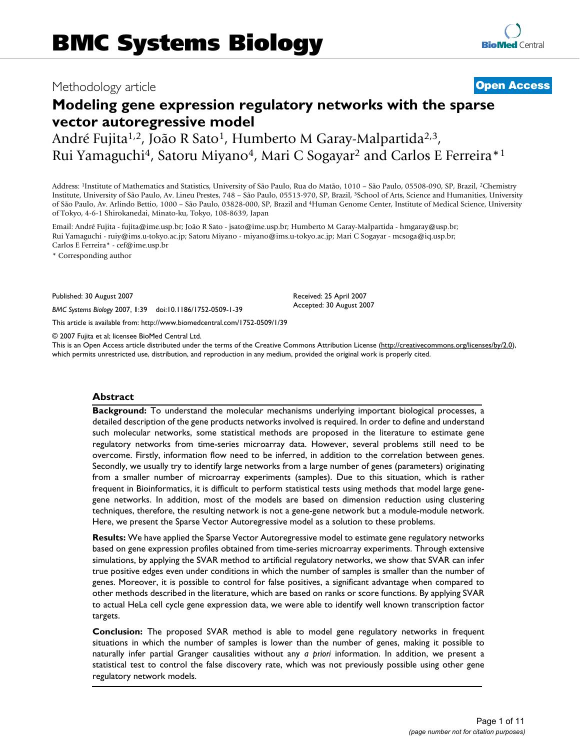# BMC Systems Biology

Methodology article

**Open Access**

## Modeling gene expression regulatory networks with the sparse vector autoregressive model

André Fujita[1,2], João R Sato[1], Humberto M Garay-Malpartida[2,3], Rui Yamaguchi[4], Satoru Miyano[4], Mari C Sogayar[2] and Carlos E Ferreira*[1]

Address: [1]Institute of Mathematics and Statistics, University of São Paulo, Rua do Matão, 1010 – São Paulo, 05508-090, SP, Brazil, [2]Chemistry Institute, University of São Paulo, Av. Lineu Prestes, 748 – São Paulo, 05513-970, SP, Brazil, [3]School of Arts, Science and Humanities, University of São Paulo, Av. Arlindo Bettio, 1000 – São Paulo, 03828-000, SP, Brazil and [4]Human Genome Center, Institute of Medical Science, University of Tokyo, 4-6-1 Shirokanedai, Minato-ku, Tokyo, 108-8639, Japan

Email: André Fujita - fujita@ime.usp.br; João R Sato - jsato@ime.usp.br; Humberto M Garay-Malpartida - hmgaray@usp.br; Rui Yamaguchi - ruiy@ims.u-tokyo.ac.jp; Satoru Miyano - miyano@ims.u-tokyo.ac.jp; Mari C Sogayar - mcsoga@iq.usp.br; Carlos E Ferreira* - cef@ime.usp.br

* Corresponding author

Published: 30 August 2007

*BMC Systems Biology* 2007, **1**:39 doi:10.1186/1752-0509-1-39

Received: 25 April 2007
Accepted: 30 August 2007

This article is available from: http://www.biomedcentral.com/1752-0509/1/39

© 2007 Fujita et al; licensee BioMed Central Ltd.
This is an Open Access article distributed under the terms of the Creative Commons Attribution License (http://creativecommons.org/licenses/by/2.0), which permits unrestricted use, distribution, and reproduction in any medium, provided the original work is properly cited.

### Abstract

**Background:** To understand the molecular mechanisms underlying important biological processes, a detailed description of the gene products networks involved is required. In order to define and understand such molecular networks, some statistical methods are proposed in the literature to estimate gene regulatory networks from time-series microarray data. However, several problems still need to be overcome. Firstly, information flow need to be inferred, in addition to the correlation between genes. Secondly, we usually try to identify large networks from a large number of genes (parameters) originating from a smaller number of microarray experiments (samples). Due to this situation, which is rather frequent in Bioinformatics, it is difficult to perform statistical tests using methods that model large gene-gene networks. In addition, most of the models are based on dimension reduction using clustering techniques, therefore, the resulting network is not a gene-gene network but a module-module network. Here, we present the Sparse Vector Autoregressive model as a solution to these problems.

**Results:** We have applied the Sparse Vector Autoregressive model to estimate gene regulatory networks based on gene expression profiles obtained from time-series microarray experiments. Through extensive simulations, by applying the SVAR method to artificial regulatory networks, we show that SVAR can infer true positive edges even under conditions in which the number of samples is smaller than the number of genes. Moreover, it is possible to control for false positives, a significant advantage when compared to other methods described in the literature, which are based on ranks or score functions. By applying SVAR to actual HeLa cell cycle gene expression data, we were able to identify well known transcription factor targets.

**Conclusion:** The proposed SVAR method is able to model gene regulatory networks in frequent situations in which the number of samples is lower than the number of genes, making it possible to naturally infer partial Granger causalities without any *a priori* information. In addition, we present a statistical test to control the false discovery rate, which was not previously possible using other gene regulatory network models.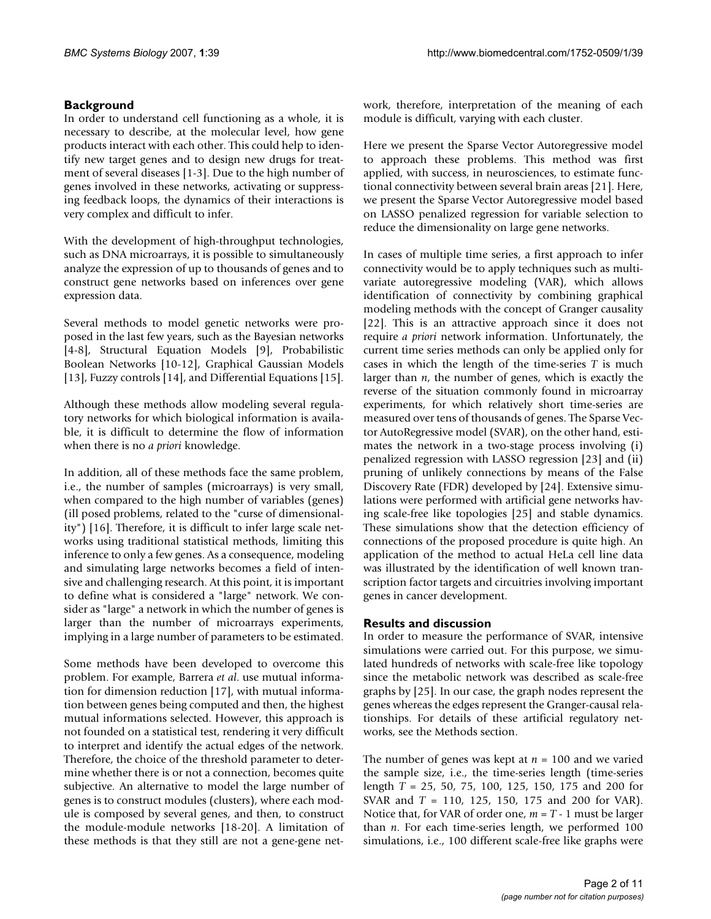## Background

In order to understand cell functioning as a whole, it is necessary to describe, at the molecular level, how gene products interact with each other. This could help to identify new target genes and to design new drugs for treatment of several diseases [1-3]. Due to the high number of genes involved in these networks, activating or suppressing feedback loops, the dynamics of their interactions is very complex and difficult to infer.

With the development of high-throughput technologies, such as DNA microarrays, it is possible to simultaneously analyze the expression of up to thousands of genes and to construct gene networks based on inferences over gene expression data.

Several methods to model genetic networks were proposed in the last few years, such as the Bayesian networks [4-8], Structural Equation Models [9], Probabilistic Boolean Networks [10-12], Graphical Gaussian Models [13], Fuzzy controls [14], and Differential Equations [15].

Although these methods allow modeling several regulatory networks for which biological information is available, it is difficult to determine the flow of information when there is no *a priori* knowledge.

In addition, all of these methods face the same problem, i.e., the number of samples (microarrays) is very small, when compared to the high number of variables (genes) (ill posed problems, related to the "curse of dimensionality") [16]. Therefore, it is difficult to infer large scale networks using traditional statistical methods, limiting this inference to only a few genes. As a consequence, modeling and simulating large networks becomes a field of intensive and challenging research. At this point, it is important to define what is considered a "large" network. We consider as "large" a network in which the number of genes is larger than the number of microarrays experiments, implying in a large number of parameters to be estimated.

Some methods have been developed to overcome this problem. For example, Barrera *et al*. use mutual information for dimension reduction [17], with mutual information between genes being computed and then, the highest mutual informations selected. However, this approach is not founded on a statistical test, rendering it very difficult to interpret and identify the actual edges of the network. Therefore, the choice of the threshold parameter to determine whether there is or not a connection, becomes quite subjective. An alternative to model the large number of genes is to construct modules (clusters), where each module is composed by several genes, and then, to construct the module-module networks [18-20]. A limitation of these methods is that they still are not a gene-gene network, therefore, interpretation of the meaning of each module is difficult, varying with each cluster.

Here we present the Sparse Vector Autoregressive model to approach these problems. This method was first applied, with success, in neurosciences, to estimate functional connectivity between several brain areas [21]. Here, we present the Sparse Vector Autoregressive model based on LASSO penalized regression for variable selection to reduce the dimensionality on large gene networks.

In cases of multiple time series, a first approach to infer connectivity would be to apply techniques such as multivariate autoregressive modeling (VAR), which allows identification of connectivity by combining graphical modeling methods with the concept of Granger causality [22]. This is an attractive approach since it does not require *a priori* network information. Unfortunately, the current time series methods can only be applied only for cases in which the length of the time-series $T$ is much larger than $n$, the number of genes, which is exactly the reverse of the situation commonly found in microarray experiments, for which relatively short time-series are measured over tens of thousands of genes. The Sparse Vector AutoRegressive model (SVAR), on the other hand, estimates the network in a two-stage process involving (i) penalized regression with LASSO regression [23] and (ii) pruning of unlikely connections by means of the False Discovery Rate (FDR) developed by [24]. Extensive simulations were performed with artificial gene networks having scale-free like topologies [25] and stable dynamics. These simulations show that the detection efficiency of connections of the proposed procedure is quite high. An application of the method to actual HeLa cell line data was illustrated by the identification of well known transcription factor targets and circuitries involving important genes in cancer development.

## Results and discussion

In order to measure the performance of SVAR, intensive simulations were carried out. For this purpose, we simulated hundreds of networks with scale-free like topology since the metabolic network was described as scale-free graphs by [25]. In our case, the graph nodes represent the genes whereas the edges represent the Granger-causal relationships. For details of these artificial regulatory networks, see the Methods section.

The number of genes was kept at $n = 100$ and we varied the sample size, i.e., the time-series length (time-series length $T = 25$, 50, 75, 100, 125, 150, 175 and 200 for SVAR and $T = 110$, 125, 150, 175 and 200 for VAR). Notice that, for VAR of order one, $m = T - 1$ must be larger than $n$. For each time-series length, we performed 100 simulations, i.e., 100 different scale-free like graphs were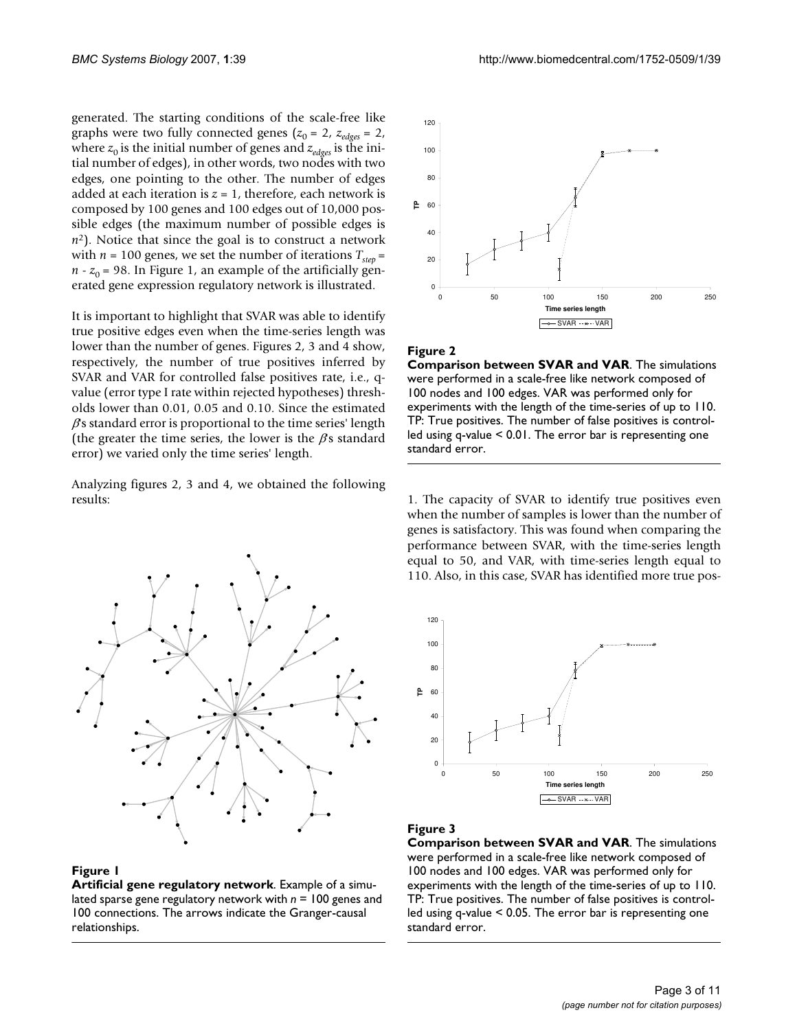generated. The starting conditions of the scale-free like graphs were two fully connected genes ($z_0 = 2$, $z_{edges} = 2$, where $z_0$ is the initial number of genes and $z_{edges}$ is the initial number of edges), in other words, two nodes with two edges, one pointing to the other. The number of edges added at each iteration is $z = 1$, therefore, each network is composed by 100 genes and 100 edges out of 10,000 possible edges (the maximum number of possible edges is $n^2$). Notice that since the goal is to construct a network with $n = 100$ genes, we set the number of iterations $T_{step} = n - z_0 = 98$. In Figure 1, an example of the artificially generated gene expression regulatory network is illustrated.

It is important to highlight that SVAR was able to identify true positive edges even when the time-series length was lower than the number of genes. Figures 2, 3 and 4 show, respectively, the number of true positives inferred by SVAR and VAR for controlled false positives rate, i.e., q-value (error type I rate within rejected hypotheses) thresholds lower than 0.01, 0.05 and 0.10. Since the estimated $\beta$s standard error is proportional to the time series' length (the greater the time series, the lower is the $\beta$s standard error) we varied only the time series' length.

Analyzing figures 2, 3 and 4, we obtained the following results:

**Figure 1**
**Artificial gene regulatory network**. Example of a simulated sparse gene regulatory network with $n = 100$ genes and 100 connections. The arrows indicate the Granger-causal relationships.

**Figure 2**
**Comparison between SVAR and VAR**. The simulations were performed in a scale-free like network composed of 100 nodes and 100 edges. VAR was performed only for experiments with the length of the time-series of up to 110. TP: True positives. The number of false positives is controlled using q-value < 0.01. The error bar is representing one standard error.

1. The capacity of SVAR to identify true positives even when the number of samples is lower than the number of genes is satisfactory. This was found when comparing the performance between SVAR, with the time-series length equal to 50, and VAR, with time-series length equal to 110. Also, in this case, SVAR has identified more true pos-

**Figure 3**
**Comparison between SVAR and VAR**. The simulations were performed in a scale-free like network composed of 100 nodes and 100 edges. VAR was performed only for experiments with the length of the time-series of up to 110. TP: True positives. The number of false positives is controlled using q-value < 0.05. The error bar is representing one standard error.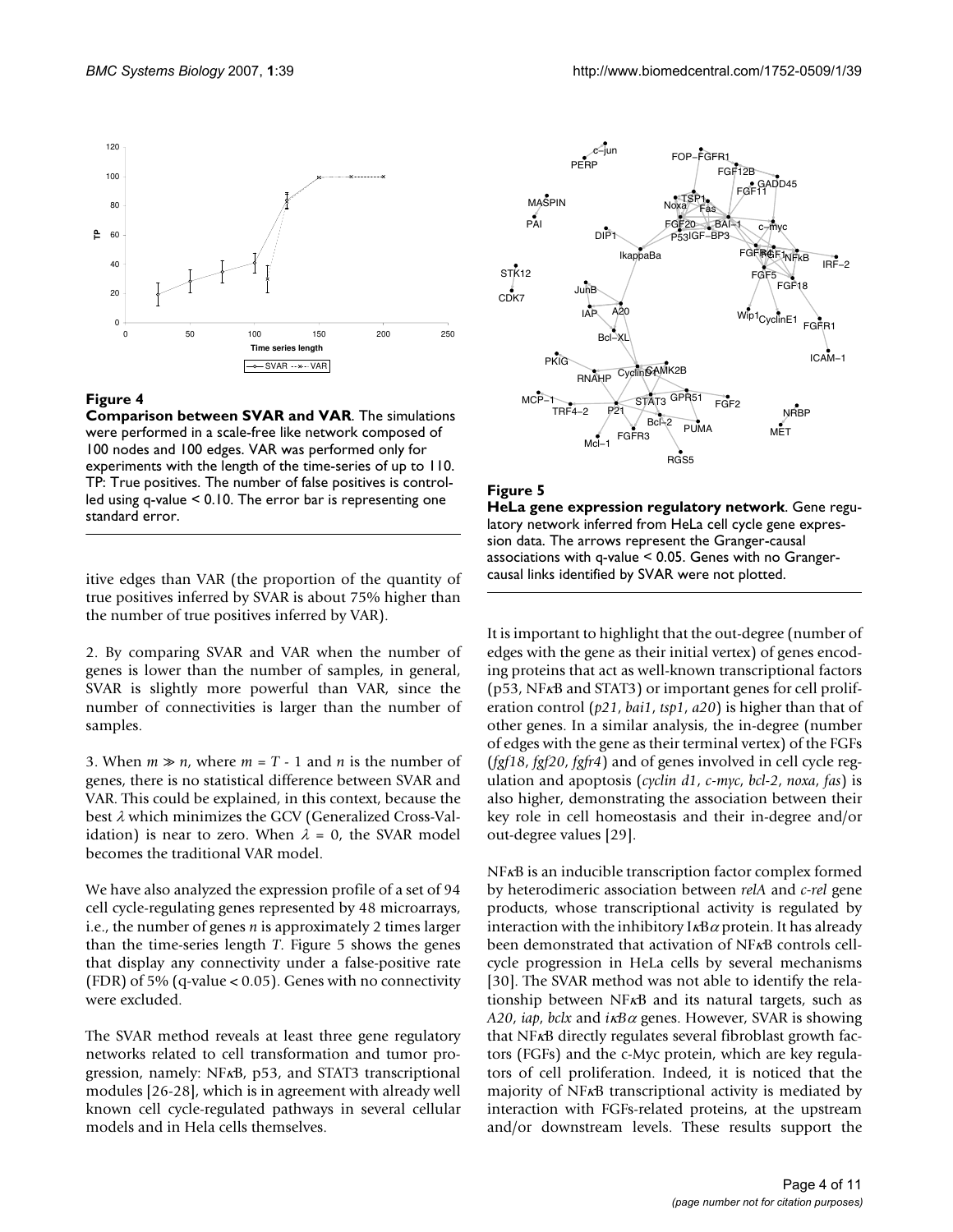**Figure 4**

**Comparison between SVAR and VAR**. The simulations were performed in a scale-free like network composed of 100 nodes and 100 edges. VAR was performed only for experiments with the length of the time-series of up to 110. TP: True positives. The number of false positives is controlled using q-value < 0.10. The error bar is representing one standard error.

**Figure 5**

**HeLa gene expression regulatory network**. Gene regulatory network inferred from HeLa cell cycle gene expression data. The arrows represent the Granger-causal associations with q-value < 0.05. Genes with no Granger-causal links identified by SVAR were not plotted.

itive edges than VAR (the proportion of the quantity of true positives inferred by SVAR is about 75% higher than the number of true positives inferred by VAR).

2. By comparing SVAR and VAR when the number of genes is lower than the number of samples, in general, SVAR is slightly more powerful than VAR, since the number of connectivities is larger than the number of samples.

3. When $m \gg n$, where $m = T - 1$ and $n$ is the number of genes, there is no statistical difference between SVAR and VAR. This could be explained, in this context, because the best $\lambda$ which minimizes the GCV (Generalized Cross-Validation) is near to zero. When $\lambda = 0$, the SVAR model becomes the traditional VAR model.

We have also analyzed the expression profile of a set of 94 cell cycle-regulating genes represented by 48 microarrays, i.e., the number of genes $n$ is approximately 2 times larger than the time-series length $T$. Figure 5 shows the genes that display any connectivity under a false-positive rate (FDR) of 5% (q-value < 0.05). Genes with no connectivity were excluded.

The SVAR method reveals at least three gene regulatory networks related to cell transformation and tumor progression, namely: NF$\kappa$B, p53, and STAT3 transcriptional modules [26-28], which is in agreement with already well known cell cycle-regulated pathways in several cellular models and in Hela cells themselves.

It is important to highlight that the out-degree (number of edges with the gene as their initial vertex) of genes encoding proteins that act as well-known transcriptional factors (p53, NF$\kappa$B and STAT3) or important genes for cell proliferation control (*p21*, *bai1*, *tsp1*, *a20*) is higher than that of other genes. In a similar analysis, the in-degree (number of edges with the gene as their terminal vertex) of the FGFs (*fgf18*, *fgf20*, *fgfr4*) and of genes involved in cell cycle regulation and apoptosis (*cyclin d1*, *c-myc*, *bcl-2*, *noxa*, *fas*) is also higher, demonstrating the association between their key role in cell homeostasis and their in-degree and/or out-degree values [29].

NF$\kappa$B is an inducible transcription factor complex formed by heterodimeric association between *relA* and *c-rel* gene products, whose transcriptional activity is regulated by interaction with the inhibitory I$\kappa$B$\alpha$ protein. It has already been demonstrated that activation of NF$\kappa$B controls cell-cycle progression in HeLa cells by several mechanisms [30]. The SVAR method was not able to identify the relationship between NF$\kappa$B and its natural targets, such as *A20*, *iap*, *bclx* and *i$\kappa$B$\alpha$* genes. However, SVAR is showing that NF$\kappa$B directly regulates several fibroblast growth factors (FGFs) and the c-Myc protein, which are key regulators of cell proliferation. Indeed, it is noticed that the majority of NF$\kappa$B transcriptional activity is mediated by interaction with FGFs-related proteins, at the upstream and/or downstream levels. These results support the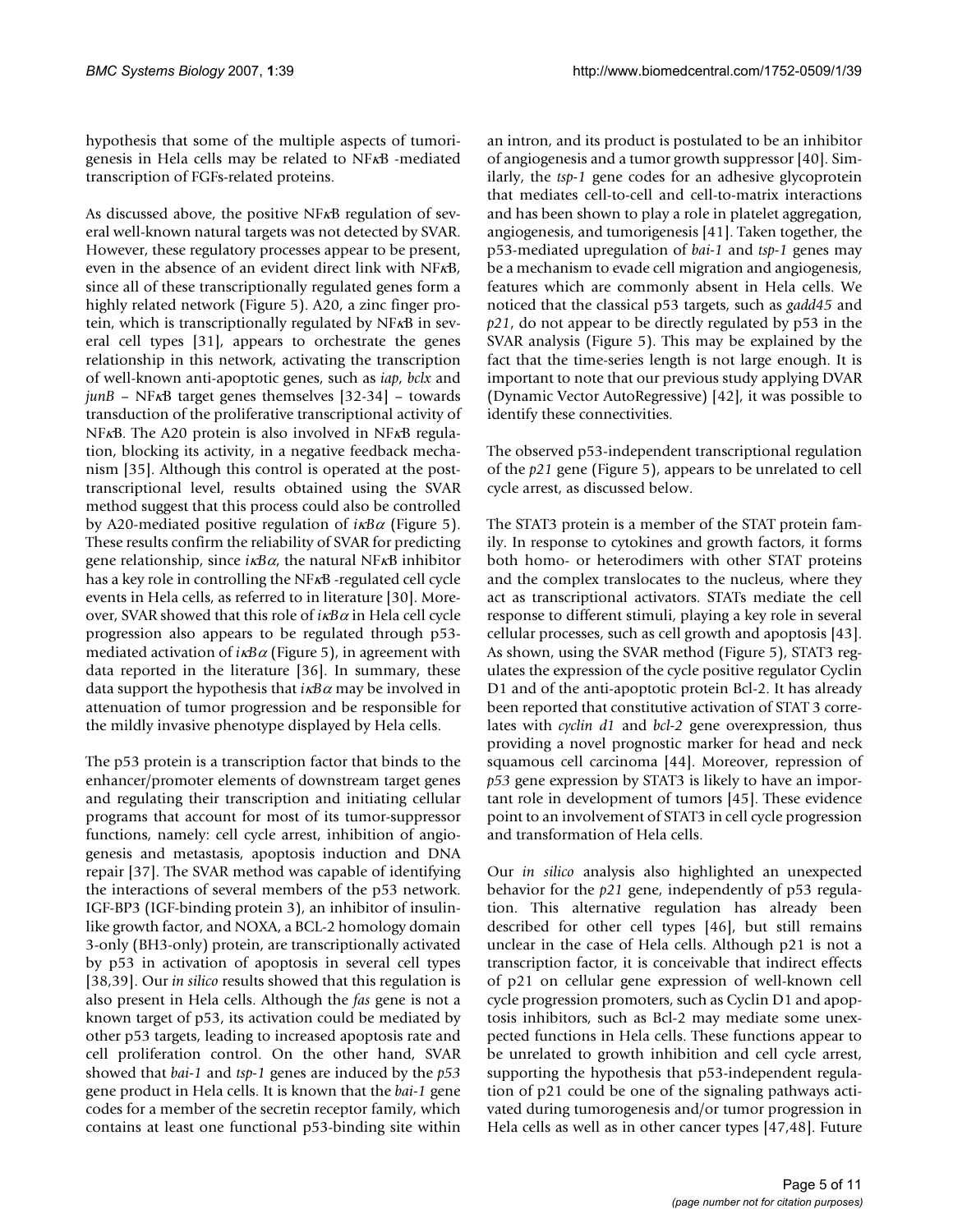hypothesis that some of the multiple aspects of tumorigenesis in Hela cells may be related to NFκB -mediated transcription of FGFs-related proteins.

As discussed above, the positive NFκB regulation of several well-known natural targets was not detected by SVAR. However, these regulatory processes appear to be present, even in the absence of an evident direct link with NFκB, since all of these transcriptionally regulated genes form a highly related network (Figure 5). A20, a zinc finger protein, which is transcriptionally regulated by NFκB in several cell types [31], appears to orchestrate the genes relationship in this network, activating the transcription of well-known anti-apoptotic genes, such as *iap*, *bclx* and *junB* – NFκB target genes themselves [32-34] – towards transduction of the proliferative transcriptional activity of NFκB. The A20 protein is also involved in NFκB regulation, blocking its activity, in a negative feedback mechanism [35]. Although this control is operated at the post-transcriptional level, results obtained using the SVAR method suggest that this process could also be controlled by A20-mediated positive regulation of *iκBα* (Figure 5). These results confirm the reliability of SVAR for predicting gene relationship, since *iκBα*, the natural NFκB inhibitor has a key role in controlling the NFκB -regulated cell cycle events in Hela cells, as referred to in literature [30]. Moreover, SVAR showed that this role of *iκBα* in Hela cell cycle progression also appears to be regulated through p53-mediated activation of *iκBα* (Figure 5), in agreement with data reported in the literature [36]. In summary, these data support the hypothesis that *iκBα* may be involved in attenuation of tumor progression and be responsible for the mildly invasive phenotype displayed by Hela cells.

The p53 protein is a transcription factor that binds to the enhancer/promoter elements of downstream target genes and regulating their transcription and initiating cellular programs that account for most of its tumor-suppressor functions, namely: cell cycle arrest, inhibition of angiogenesis and metastasis, apoptosis induction and DNA repair [37]. The SVAR method was capable of identifying the interactions of several members of the p53 network. IGF-BP3 (IGF-binding protein 3), an inhibitor of insulin-like growth factor, and NOXA, a BCL-2 homology domain 3-only (BH3-only) protein, are transcriptionally activated by p53 in activation of apoptosis in several cell types [38,39]. Our *in silico* results showed that this regulation is also present in Hela cells. Although the *fas* gene is not a known target of p53, its activation could be mediated by other p53 targets, leading to increased apoptosis rate and cell proliferation control. On the other hand, SVAR showed that *bai-1* and *tsp-1* genes are induced by the *p53* gene product in Hela cells. It is known that the *bai-1* gene codes for a member of the secretin receptor family, which contains at least one functional p53-binding site within an intron, and its product is postulated to be an inhibitor of angiogenesis and a tumor growth suppressor [40]. Similarly, the *tsp-1* gene codes for an adhesive glycoprotein that mediates cell-to-cell and cell-to-matrix interactions and has been shown to play a role in platelet aggregation, angiogenesis, and tumorigenesis [41]. Taken together, the p53-mediated upregulation of *bai-1* and *tsp-1* genes may be a mechanism to evade cell migration and angiogenesis, features which are commonly absent in Hela cells. We noticed that the classical p53 targets, such as *gadd45* and *p21*, do not appear to be directly regulated by p53 in the SVAR analysis (Figure 5). This may be explained by the fact that the time-series length is not large enough. It is important to note that our previous study applying DVAR (Dynamic Vector AutoRegressive) [42], it was possible to identify these connectivities.

The observed p53-independent transcriptional regulation of the *p21* gene (Figure 5), appears to be unrelated to cell cycle arrest, as discussed below.

The STAT3 protein is a member of the STAT protein family. In response to cytokines and growth factors, it forms both homo- or heterodimers with other STAT proteins and the complex translocates to the nucleus, where they act as transcriptional activators. STATs mediate the cell response to different stimuli, playing a key role in several cellular processes, such as cell growth and apoptosis [43]. As shown, using the SVAR method (Figure 5), STAT3 regulates the expression of the cycle positive regulator Cyclin D1 and of the anti-apoptotic protein Bcl-2. It has already been reported that constitutive activation of STAT 3 correlates with *cyclin d1* and *bcl-2* gene overexpression, thus providing a novel prognostic marker for head and neck squamous cell carcinoma [44]. Moreover, repression of *p53* gene expression by STAT3 is likely to have an important role in development of tumors [45]. These evidence point to an involvement of STAT3 in cell cycle progression and transformation of Hela cells.

Our *in silico* analysis also highlighted an unexpected behavior for the *p21* gene, independently of p53 regulation. This alternative regulation has already been described for other cell types [46], but still remains unclear in the case of Hela cells. Although p21 is not a transcription factor, it is conceivable that indirect effects of p21 on cellular gene expression of well-known cell cycle progression promoters, such as Cyclin D1 and apoptosis inhibitors, such as Bcl-2 may mediate some unexpected functions in Hela cells. These functions appear to be unrelated to growth inhibition and cell cycle arrest, supporting the hypothesis that p53-independent regulation of p21 could be one of the signaling pathways activated during tumorogenesis and/or tumor progression in Hela cells as well as in other cancer types [47,48]. Future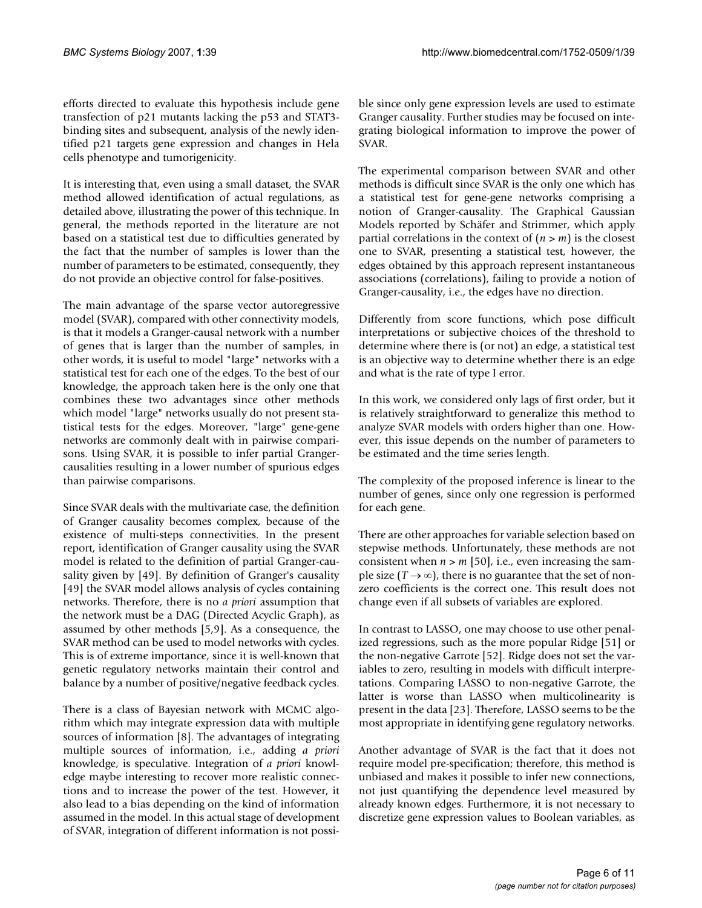efforts directed to evaluate this hypothesis include gene transfection of p21 mutants lacking the p53 and STAT3-binding sites and subsequent, analysis of the newly identified p21 targets gene expression and changes in Hela cells phenotype and tumorigenicity.

It is interesting that, even using a small dataset, the SVAR method allowed identification of actual regulations, as detailed above, illustrating the power of this technique. In general, the methods reported in the literature are not based on a statistical test due to difficulties generated by the fact that the number of samples is lower than the number of parameters to be estimated, consequently, they do not provide an objective control for false-positives.

The main advantage of the sparse vector autoregressive model (SVAR), compared with other connectivity models, is that it models a Granger-causal network with a number of genes that is larger than the number of samples, in other words, it is useful to model "large" networks with a statistical test for each one of the edges. To the best of our knowledge, the approach taken here is the only one that combines these two advantages since other methods which model "large" networks usually do not present statistical tests for the edges. Moreover, "large" gene-gene networks are commonly dealt with in pairwise comparisons. Using SVAR, it is possible to infer partial Granger-causalities resulting in a lower number of spurious edges than pairwise comparisons.

Since SVAR deals with the multivariate case, the definition of Granger causality becomes complex, because of the existence of multi-steps connectivities. In the present report, identification of Granger causality using the SVAR model is related to the definition of partial Granger-causality given by [49]. By definition of Granger's causality [49] the SVAR model allows analysis of cycles containing networks. Therefore, there is no *a priori* assumption that the network must be a DAG (Directed Acyclic Graph), as assumed by other methods [5,9]. As a consequence, the SVAR method can be used to model networks with cycles. This is of extreme importance, since it is well-known that genetic regulatory networks maintain their control and balance by a number of positive/negative feedback cycles.

There is a class of Bayesian network with MCMC algorithm which may integrate expression data with multiple sources of information [8]. The advantages of integrating multiple sources of information, i.e., adding *a priori* knowledge, is speculative. Integration of *a priori* knowledge maybe interesting to recover more realistic connections and to increase the power of the test. However, it also lead to a bias depending on the kind of information assumed in the model. In this actual stage of development of SVAR, integration of different information is not possible since only gene expression levels are used to estimate Granger causality. Further studies may be focused on integrating biological information to improve the power of SVAR.

The experimental comparison between SVAR and other methods is difficult since SVAR is the only one which has a statistical test for gene-gene networks comprising a notion of Granger-causality. The Graphical Gaussian Models reported by Schäfer and Strimmer, which apply partial correlations in the context of ($n > m$) is the closest one to SVAR, presenting a statistical test, however, the edges obtained by this approach represent instantaneous associations (correlations), failing to provide a notion of Granger-causality, i.e., the edges have no direction.

Differently from score functions, which pose difficult interpretations or subjective choices of the threshold to determine where there is (or not) an edge, a statistical test is an objective way to determine whether there is an edge and what is the rate of type I error.

In this work, we considered only lags of first order, but it is relatively straightforward to generalize this method to analyze SVAR models with orders higher than one. However, this issue depends on the number of parameters to be estimated and the time series length.

The complexity of the proposed inference is linear to the number of genes, since only one regression is performed for each gene.

There are other approaches for variable selection based on stepwise methods. Unfortunately, these methods are not consistent when $n > m$ [50], i.e., even increasing the sample size ($T \to \infty$), there is no guarantee that the set of nonzero coefficients is the correct one. This result does not change even if all subsets of variables are explored.

In contrast to LASSO, one may choose to use other penalized regressions, such as the more popular Ridge [51] or the non-negative Garrote [52]. Ridge does not set the variables to zero, resulting in models with difficult interpretations. Comparing LASSO to non-negative Garrote, the latter is worse than LASSO when multicolinearity is present in the data [23]. Therefore, LASSO seems to be the most appropriate in identifying gene regulatory networks.

Another advantage of SVAR is the fact that it does not require model pre-specification; therefore, this method is unbiased and makes it possible to infer new connections, not just quantifying the dependence level measured by already known edges. Furthermore, it is not necessary to discretize gene expression values to Boolean variables, as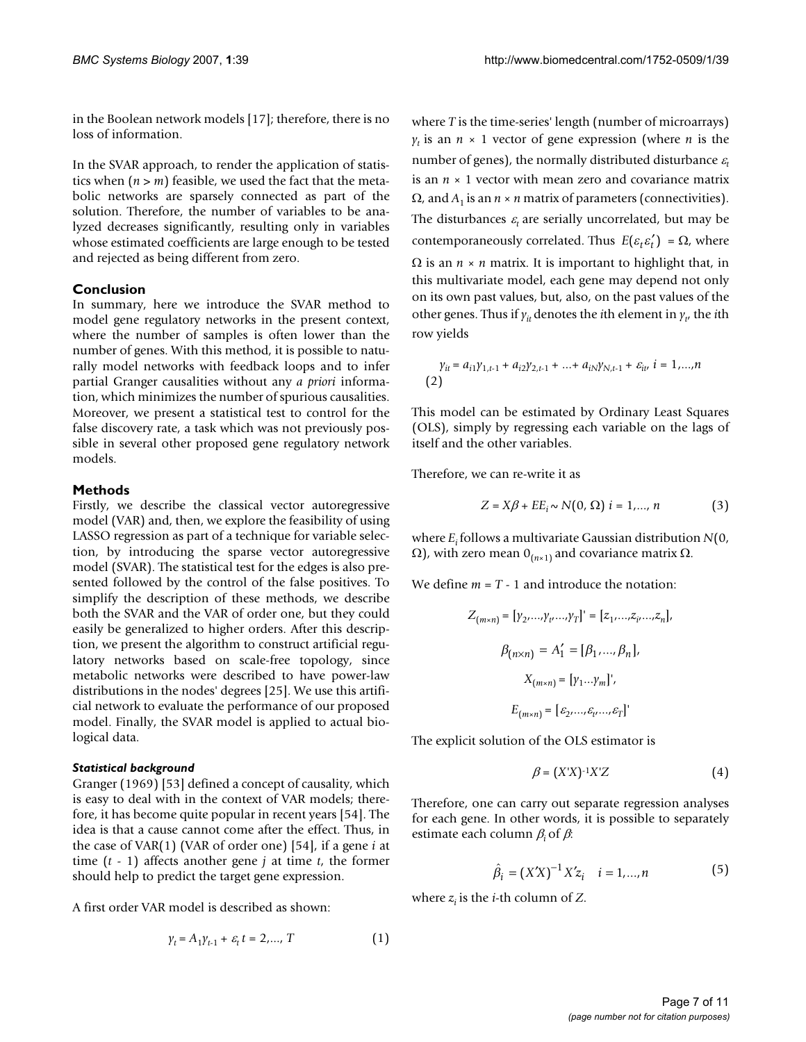in the Boolean network models [17]; therefore, there is no loss of information.

In the SVAR approach, to render the application of statistics when ($n > m$) feasible, we used the fact that the metabolic networks are sparsely connected as part of the solution. Therefore, the number of variables to be analyzed decreases significantly, resulting only in variables whose estimated coefficients are large enough to be tested and rejected as being different from zero.

## Conclusion

In summary, here we introduce the SVAR method to model gene regulatory networks in the present context, where the number of samples is often lower than the number of genes. With this method, it is possible to naturally model networks with feedback loops and to infer partial Granger causalities without any *a priori* information, which minimizes the number of spurious causalities. Moreover, we present a statistical test to control for the false discovery rate, a task which was not previously possible in several other proposed gene regulatory network models.

## Methods

Firstly, we describe the classical vector autoregressive model (VAR) and, then, we explore the feasibility of using LASSO regression as part of a technique for variable selection, by introducing the sparse vector autoregressive model (SVAR). The statistical test for the edges is also presented followed by the control of the false positives. To simplify the description of these methods, we describe both the SVAR and the VAR of order one, but they could easily be generalized to higher orders. After this description, we present the algorithm to construct artificial regulatory networks based on scale-free topology, since metabolic networks were described to have power-law distributions in the nodes' degrees [25]. We use this artificial network to evaluate the performance of our proposed model. Finally, the SVAR model is applied to actual biological data.

### *Statistical background*

Granger (1969) [53] defined a concept of causality, which is easy to deal with in the context of VAR models; therefore, it has become quite popular in recent years [54]. The idea is that a cause cannot come after the effect. Thus, in the case of VAR(1) (VAR of order one) [54], if a gene $i$ at time ($t$ - 1) affects another gene $j$ at time $t$, the former should help to predict the target gene expression.

A first order VAR model is described as shown:

$$y_t = A_1 y_{t-1} + \varepsilon_t \; t = 2,..., T \qquad (1)$$

where $T$ is the time-series' length (number of microarrays) $y_t$ is an $n \times 1$ vector of gene expression (where $n$ is the number of genes), the normally distributed disturbance $\varepsilon_t$ is an $n \times 1$ vector with mean zero and covariance matrix $\Omega$, and $A_1$ is an $n \times n$ matrix of parameters (connectivities). The disturbances $\varepsilon_t$ are serially uncorrelated, but may be contemporaneously correlated. Thus $E(\varepsilon_t \varepsilon_t') = \Omega$, where $\Omega$ is an $n \times n$ matrix. It is important to highlight that, in this multivariate model, each gene may depend not only on its own past values, but, also, on the past values of the other genes. Thus if $y_{it}$ denotes the $i$th element in $y_t$, the $i$th row yields

$$y_{it} = a_{i1} y_{1,t-1} + a_{i2} y_{2,t-1} + ...+ a_{iN} y_{N,t-1} + \varepsilon_{it}, \; i = 1,...,n \qquad (2)$$

This model can be estimated by Ordinary Least Squares (OLS), simply by regressing each variable on the lags of itself and the other variables.

Therefore, we can re-write it as

$$Z = X\beta + EE_i \sim N(0, \Omega) \; i = 1,..., n \qquad (3)$$

where $E_i$ follows a multivariate Gaussian distribution $N(0, \Omega)$, with zero mean $0_{(n\times 1)}$ and covariance matrix $\Omega$.

We define $m = T - 1$ and introduce the notation:

$$Z_{(m\times n)} = [y_2,...,y_t,...,y_T]' = [z_1,...,z_i,...,z_n],$$

$$\beta_{(n\times n)} = A_1' = [\beta_1,..., \beta_n],$$

$$X_{(m\times n)} = [y_1...y_m]',$$

$$E_{(m\times n)} = [\varepsilon_2,...,\varepsilon_t,...,\varepsilon_T]'$$

The explicit solution of the OLS estimator is

$$\beta = (X'X)^{-1}X'Z \qquad (4)$$

Therefore, one can carry out separate regression analyses for each gene. In other words, it is possible to separately estimate each column $\beta_i$ of $\beta$:

$$\hat{\beta}_i = (X'X)^{-1} X' z_i \quad i = 1,...,n \qquad (5)$$

where $z_i$ is the $i$-th column of $Z$.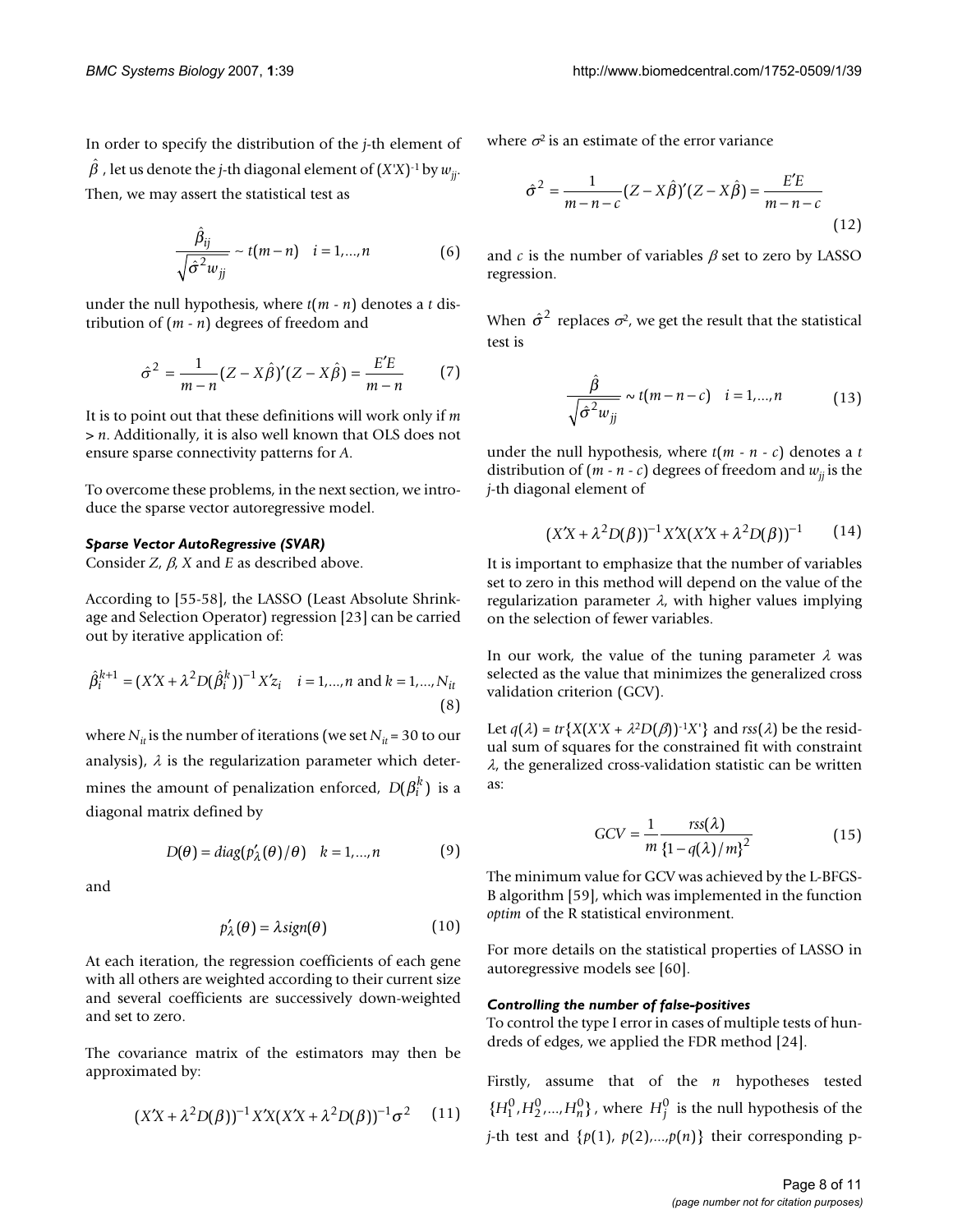In order to specify the distribution of the $j$-th element of $\hat{\beta}$, let us denote the $j$-th diagonal element of $(X'X)^{-1}$ by $w_{jj}$. Then, we may assert the statistical test as

$$\frac{\hat{\beta}_{ij}}{\sqrt{\hat{\sigma}^2 w_{jj}}} \sim t(m-n) \quad i = 1,...,n \tag{6}$$

under the null hypothesis, where $t(m - n)$ denotes a $t$ distribution of $(m - n)$ degrees of freedom and

$$\hat{\sigma}^2 = \frac{1}{m-n}(Z - X\hat{\beta})'(Z - X\hat{\beta}) = \frac{E'E}{m-n} \tag{7}$$

It is to point out that these definitions will work only if $m > n$. Additionally, it is also well known that OLS does not ensure sparse connectivity patterns for $A$.

To overcome these problems, in the next section, we introduce the sparse vector autoregressive model.

### *Sparse Vector AutoRegressive (SVAR)*

Consider $Z$, $\beta$, $X$ and $E$ as described above.

According to [55-58], the LASSO (Least Absolute Shrinkage and Selection Operator) regression [23] can be carried out by iterative application of:

$$\hat{\beta}_i^{k+1} = (X'X + \lambda^2 D(\hat{\beta}_i^k))^{-1} X'z_i \quad i = 1,...,n \text{ and } k = 1,...,N_{it} \tag{8}$$

where $N_{it}$ is the number of iterations (we set $N_{it} = 30$ to our analysis), $\lambda$ is the regularization parameter which determines the amount of penalization enforced, $D(\beta_i^k)$ is a diagonal matrix defined by

$$D(\theta) = diag(p'_\lambda(\theta)/\theta) \quad k = 1,...,n \tag{9}$$

and

$$p'_\lambda(\theta) = \lambda sign(\theta) \tag{10}$$

At each iteration, the regression coefficients of each gene with all others are weighted according to their current size and several coefficients are successively down-weighted and set to zero.

The covariance matrix of the estimators may then be approximated by:

$$(X'X + \lambda^2 D(\beta))^{-1} X'X(X'X + \lambda^2 D(\beta))^{-1} \sigma^2 \tag{11}$$

where $\sigma^2$ is an estimate of the error variance

$$\hat{\sigma}^2 = \frac{1}{m-n-c}(Z - X\hat{\beta})'(Z - X\hat{\beta}) = \frac{E'E}{m-n-c} \tag{12}$$

and $c$ is the number of variables $\beta$ set to zero by LASSO regression.

When $\hat{\sigma}^2$ replaces $\sigma^2$, we get the result that the statistical test is

$$\frac{\hat{\beta}}{\sqrt{\hat{\sigma}^2 w_{jj}}} \sim t(m-n-c) \quad i = 1,...,n \tag{13}$$

under the null hypothesis, where $t(m - n - c)$ denotes a $t$ distribution of $(m - n - c)$ degrees of freedom and $w_{jj}$ is the $j$-th diagonal element of

$$(X'X + \lambda^2 D(\beta))^{-1} X'X(X'X + \lambda^2 D(\beta))^{-1} \tag{14}$$

It is important to emphasize that the number of variables set to zero in this method will depend on the value of the regularization parameter $\lambda$, with higher values implying on the selection of fewer variables.

In our work, the value of the tuning parameter $\lambda$ was selected as the value that minimizes the generalized cross validation criterion (GCV).

Let $q(\lambda) = tr\{X(X'X + \lambda^2 D(\beta))^{-1}X'\}$ and $rss(\lambda)$ be the residual sum of squares for the constrained fit with constraint $\lambda$, the generalized cross-validation statistic can be written as:

$$GCV = \frac{1}{m} \frac{rss(\lambda)}{\{1 - q(\lambda)/m\}^2} \tag{15}$$

The minimum value for GCV was achieved by the L-BFGS-B algorithm [59], which was implemented in the function *optim* of the R statistical environment.

For more details on the statistical properties of LASSO in autoregressive models see [60].

### *Controlling the number of false-positives*

To control the type I error in cases of multiple tests of hundreds of edges, we applied the FDR method [24].

Firstly, assume that of the $n$ hypotheses tested $\{H_1^0, H_2^0, ..., H_n^0\}$, where $H_j^0$ is the null hypothesis of the $j$-th test and $\{p(1), p(2),...,p(n)\}$ their corresponding p-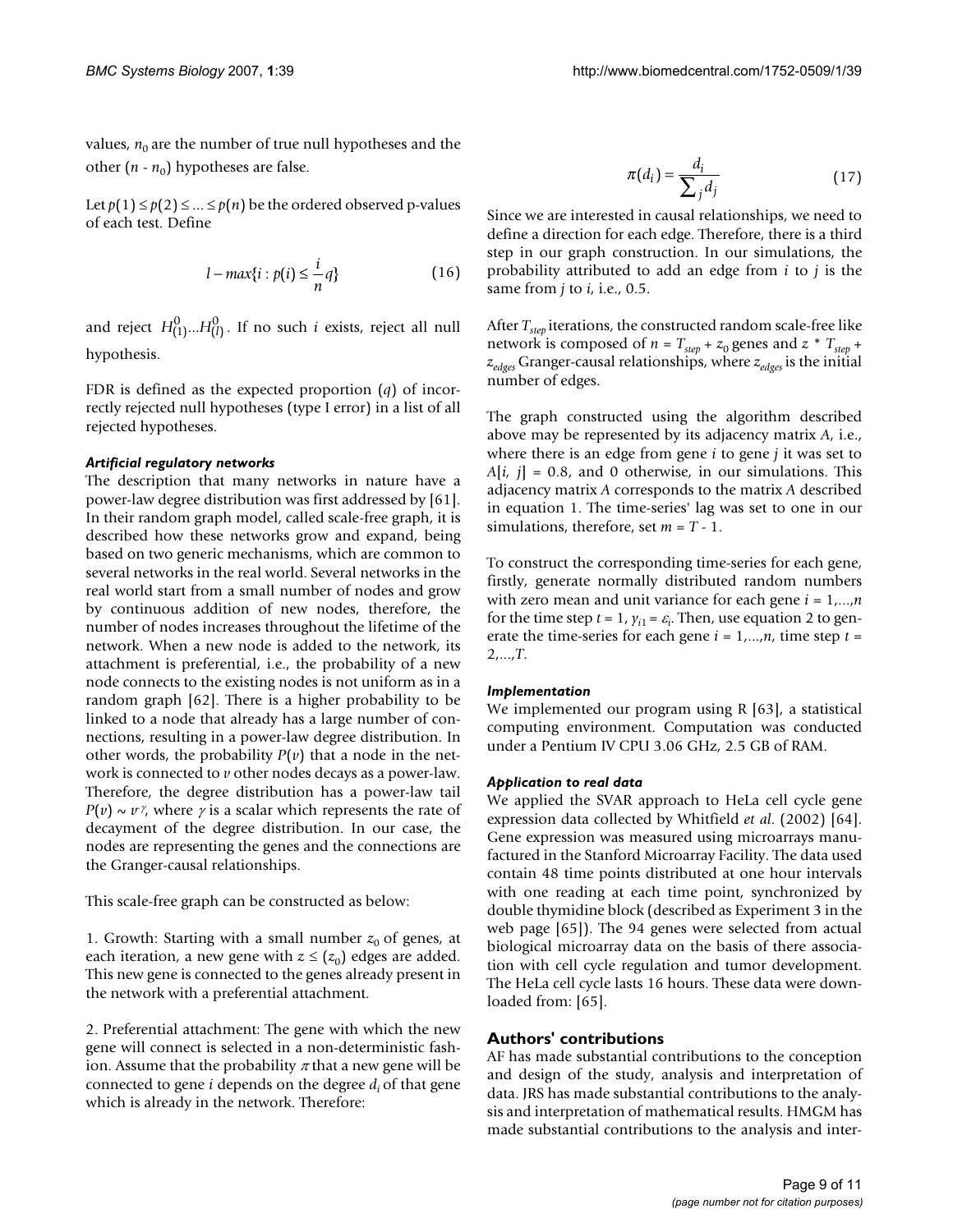values, $n_0$ are the number of true null hypotheses and the other $(n - n_0)$ hypotheses are false.

Let $p(1) \leq p(2) \leq ... \leq p(n)$ be the ordered observed p-values of each test. Define

$$l - max\{i : p(i) \leq \frac{i}{n}q\} \qquad (16)$$

and reject $H^0_{(1)}...H^0_{(l)}$. If no such $i$ exists, reject all null hypothesis.

FDR is defined as the expected proportion ($q$) of incorrectly rejected null hypotheses (type I error) in a list of all rejected hypotheses.

### *Artificial regulatory networks*

The description that many networks in nature have a power-law degree distribution was first addressed by [61]. In their random graph model, called scale-free graph, it is described how these networks grow and expand, being based on two generic mechanisms, which are common to several networks in the real world. Several networks in the real world start from a small number of nodes and grow by continuous addition of new nodes, therefore, the number of nodes increases throughout the lifetime of the network. When a new node is added to the network, its attachment is preferential, i.e., the probability of a new node connects to the existing nodes is not uniform as in a random graph [62]. There is a higher probability to be linked to a node that already has a large number of connections, resulting in a power-law degree distribution. In other words, the probability $P(v)$ that a node in the network is connected to $v$ other nodes decays as a power-law. Therefore, the degree distribution has a power-law tail $P(v) \sim v^{\gamma}$, where $\gamma$ is a scalar which represents the rate of decayment of the degree distribution. In our case, the nodes are representing the genes and the connections are the Granger-causal relationships.

This scale-free graph can be constructed as below:

1. Growth: Starting with a small number $z_0$ of genes, at each iteration, a new gene with $z \leq (z_0)$ edges are added. This new gene is connected to the genes already present in the network with a preferential attachment.

2. Preferential attachment: The gene with which the new gene will connect is selected in a non-deterministic fashion. Assume that the probability $\pi$ that a new gene will be connected to gene $i$ depends on the degree $d_i$ of that gene which is already in the network. Therefore:

$$\pi(d_i) = \frac{d_i}{\sum_j d_j} \qquad (17)$$

Since we are interested in causal relationships, we need to define a direction for each edge. Therefore, there is a third step in our graph construction. In our simulations, the probability attributed to add an edge from $i$ to $j$ is the same from $j$ to $i$, i.e., 0.5.

After $T_{step}$ iterations, the constructed random scale-free like network is composed of $n = T_{step} + z_0$ genes and $z * T_{step} + z_{edges}$ Granger-causal relationships, where $z_{edges}$ is the initial number of edges.

The graph constructed using the algorithm described above may be represented by its adjacency matrix $A$, i.e., where there is an edge from gene $i$ to gene $j$ it was set to $A[i, j] = 0.8$, and 0 otherwise, in our simulations. This adjacency matrix $A$ corresponds to the matrix $A$ described in equation 1. The time-series' lag was set to one in our simulations, therefore, set $m = T - 1$.

To construct the corresponding time-series for each gene, firstly, generate normally distributed random numbers with zero mean and unit variance for each gene $i = 1,...,n$ for the time step $t = 1$, $y_{i1} = \varepsilon_i$. Then, use equation 2 to generate the time-series for each gene $i = 1,...,n$, time step $t = 2,...,T$.

### *Implementation*

We implemented our program using R [63], a statistical computing environment. Computation was conducted under a Pentium IV CPU 3.06 GHz, 2.5 GB of RAM.

### *Application to real data*

We applied the SVAR approach to HeLa cell cycle gene expression data collected by Whitfield *et al.* (2002) [64]. Gene expression was measured using microarrays manufactured in the Stanford Microarray Facility. The data used contain 48 time points distributed at one hour intervals with one reading at each time point, synchronized by double thymidine block (described as Experiment 3 in the web page [65]). The 94 genes were selected from actual biological microarray data on the basis of there association with cell cycle regulation and tumor development. The HeLa cell cycle lasts 16 hours. These data were downloaded from: [65].

## Authors' contributions

AF has made substantial contributions to the conception and design of the study, analysis and interpretation of data. JRS has made substantial contributions to the analysis and interpretation of mathematical results. HMGM has made substantial contributions to the analysis and inter-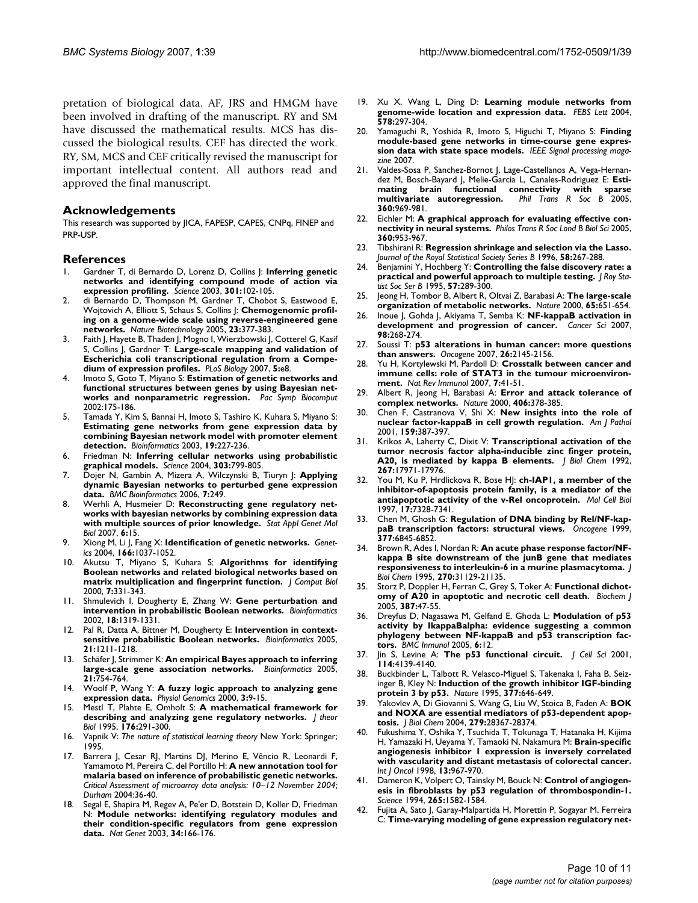pretation of biological data. AF, JRS and HMGM have been involved in drafting of the manuscript. RY and SM have discussed the mathematical results. MCS has discussed the biological results. CEF has directed the work. RY, SM, MCS and CEF critically revised the manuscript for important intellectual content. All authors read and approved the final manuscript.

## Acknowledgements

This research was supported by JICA, FAPESP, CAPES, CNPq, FINEP and PRP-USP.

## References

1. Gardner T, di Bernardo D, Lorenz D, Collins J: **Inferring genetic networks and identifying compound mode of action via expression profiling.** *Science* 2003, **301:**102-105.
2. di Bernardo D, Thompson M, Gardner T, Chobot S, Eastwood E, Wojtovich A, Elliott S, Schaus S, Collins J: **Chemogenomic profiling on a genome-wide scale using reverse-engineered gene networks.** *Nature Biotechnology* 2005, **23:**377-383.
3. Faith J, Hayete B, Thaden J, Mogno I, Wierzbowski J, Cotterel G, Kasif S, Collins J, Gardner T: **Large-scale mapping and validation of Escherichia coli transcriptional regulation from a Compendium of expression profiles.** *PLoS Biology* 2007, **5:**e8.
4. Imoto S, Goto T, Miyano S: **Estimation of genetic networks and functional structures between genes by using Bayesian networks and nonparametric regression.** *Pac Symp Biocomput* 2002:175-186.
5. Tamada Y, Kim S, Bannai H, Imoto S, Tashiro K, Kuhara S, Miyano S: **Estimating gene networks from gene expression data by combining Bayesian network model with promoter element detection.** *Bioinformatics* 2003, **19:**227-236.
6. Friedman N: **Inferring cellular networks using probabilistic graphical models.** *Science* 2004, **303:**799-805.
7. Dojer N, Gambin A, Mizera A, Wilczynski B, Tiuryn J: **Applying dynamic Bayesian networks to perturbed gene expression data.** *BMC Bioinformatics* 2006, **7:**249.
8. Werhli A, Husmeier D: **Reconstructing gene regulatory networks with bayesian networks by combining expression data with multiple sources of prior knowledge.** *Stat Appl Genet Mol Biol* 2007, **6:**15.
9. Xiong M, Li J, Fang X: **Identification of genetic networks.** *Genetics* 2004, **166:**1037-1052.
10. Akutsu T, Miyano S, Kuhara S: **Algorithms for identifying Boolean networks and related biological networks based on matrix multiplication and fingerprint function.** *J Comput Biol* 2000, **7:**331-343.
11. Shmulevich I, Dougherty E, Zhang W: **Gene perturbation and intervention in probabilistic Boolean networks.** *Bioinformatics* 2002, **18:**1319-1331.
12. Pal R, Datta A, Bittner M, Dougherty E: **Intervention in context-sensitive probabilistic Boolean networks.** *Bioinformatics* 2005, **21:**1211-1218.
13. Schäfer J, Strimmer K: **An empirical Bayes approach to inferring large-scale gene association networks.** *Bioinformatics* 2005, **21:**754-764.
14. Woolf P, Wang Y: **A fuzzy logic approach to analyzing gene expression data.** *Physiol Genomics* 2000, **3:**9-15.
15. Mestl T, Plahte E, Omholt S: **A mathematical framework for describing and analyzing gene regulatory networks.** *J theor Biol* 1995, **176:**291-300.
16. Vapnik V: *The nature of statistical learning theory* New York: Springer; 1995.
17. Barrera J, Cesar RJ, Martins DJ, Merino E, Vêncio R, Leonardi F, Yamamoto M, Pereira C, del Portillo H: **A new annotation tool for malaria based on inference of probabilistic genetic networks.** *Critical Assessment of microarray data analysis: 10–12 November 2004; Durham* 2004:36-40.
18. Segal E, Shapira M, Regev A, Pe'er D, Botstein D, Koller D, Friedman N: **Module networks: identifying regulatory modules and their condition-specific regulators from gene expression data.** *Nat Genet* 2003, **34:**166-176.
19. Xu X, Wang L, Ding D: **Learning module networks from genome-wide location and expression data.** *FEBS Lett* 2004, **578:**297-304.
20. Yamaguchi R, Yoshida R, Imoto S, Higuchi T, Miyano S: **Finding module-based gene networks in time-course gene expression data with state space models.** *IEEE Signal processing magazine* 2007.
21. Valdes-Sosa P, Sanchez-Bornot J, Lage-Castellanos A, Vega-Hernandez M, Bosch-Bayard J, Melie-Garcia L, Canales-Rodriguez E: **Estimating brain functional connectivity with sparse multivariate autoregression.** *Phil Trans R Soc B* 2005, **360:**969-981.
22. Eichler M: **A graphical approach for evaluating effective connectivity in neural systems.** *Philos Trans R Soc Lond B Biol Sci* 2005, **360:**953-967.
23. Tibshirani R: **Regression shrinkage and selection via the Lasso.** *Journal of the Royal Statistical Society Series B* 1996, **58:**267-288.
24. Benjamini Y, Hochberg Y: **Controlling the false discovery rate: a practical and powerful approach to multiple testing.** *J Roy Statist Soc Ser B* 1995, **57:**289-300.
25. Jeong H, Tombor B, Albert R, Oltvai Z, Barabasi A: **The large-scale organization of metabolic networks.** *Nature* 2000, **65:**651-654.
26. Inoue J, Gohda J, Akiyama T, Semba K: **NF-kappaB activation in development and progression of cancer.** *Cancer Sci* 2007, **98:**268-274.
27. Soussi T: **p53 alterations in human cancer: more questions than answers.** *Oncogene* 2007, **26:**2145-2156.
28. Yu H, Kortylewski M, Pardoll D: **Crosstalk between cancer and immune cells: role of STAT3 in the tumour microenvironment.** *Nat Rev Immunol* 2007, **7:**41-51.
29. Albert R, Jeong H, Barabasi A: **Error and attack tolerance of complex networks.** *Nature* 2000, **406:**378-385.
30. Chen F, Castranova V, Shi X: **New insights into the role of nuclear factor-kappaB in cell growth regulation.** *Am J Pathol* 2001, **159:**387-397.
31. Krikos A, Laherty C, Dixit V: **Transcriptional activation of the tumor necrosis factor alpha-inducible zinc finger protein, A20, is mediated by kappa B elements.** *J Biol Chem* 1992, **267:**17971-17976.
32. You M, Ku P, Hrdlickova R, Bose HJ: **ch-IAP1, a member of the inhibitor-of-apoptosis protein family, is a mediator of the antiapoptotic activity of the v-Rel oncoprotein.** *Mol Cell Biol* 1997, **17:**7328-7341.
33. Chen M, Ghosh G: **Regulation of DNA binding by Rel/NF-kappaB transcription factors: structural views.** *Oncogene* 1999, **377:**6845-6852.
34. Brown R, Ades I, Nordan R: **An acute phase response factor/NF-kappa B site downstream of the junB gene that mediates responsiveness to interleukin-6 in a murine plasmacytoma.** *J Biol Chem* 1995, **270:**31129-21135.
35. Storz P, Doppler H, Ferran C, Grey S, Toker A: **Functional dichotomy of A20 in apoptotic and necrotic cell death.** *Biochem J* 2005, **387:**47-55.
36. Dreyfus D, Nagasawa M, Gelfand E, Ghoda L: **Modulation of p53 activity by IkappaBalpha: evidence suggesting a common phylogeny between NF-kappaB and p53 transcription factors.** *BMC Immunol* 2005, **6:**12.
37. Jin S, Levine A: **The p53 functional circuit.** *J Cell Sci* 2001, **114:**4139-4140.
38. Buckbinder L, Talbott R, Velasco-Miguel S, Takenaka I, Faha B, Seizinger B, Kley N: **Induction of the growth inhibitor IGF-binding protein 3 by p53.** *Nature* 1995, **377:**646-649.
39. Yakovlev A, Di Giovanni S, Wang G, Liu W, Stoica B, Faden A: **BOK and NOXA are essential mediators of p53-dependent apoptosis.** *J Biol Chem* 2004, **279:**28367-28374.
40. Fukushima Y, Oshika Y, Tsuchida T, Tokunaga T, Hatanaka H, Kijima H, Yamazaki H, Ueyama Y, Tamaoki N, Nakamura M: **Brain-specific angiogenesis inhibitor 1 expression is inversely correlated with vascularity and distant metastasis of colorectal cancer.** *Int J Oncol* 1998, **13:**967-970.
41. Dameron K, Volpert O, Tainsky M, Bouck N: **Control of angiogenesis in fibroblasts by p53 regulation of thrombospondin-1.** *Science* 1994, **265:**1582-1584.
42. Fujita A, Sato J, Garay-Malpartida H, Morettin P, Sogayar M, Ferreira C: **Time-varying modeling of gene expression regulatory net-**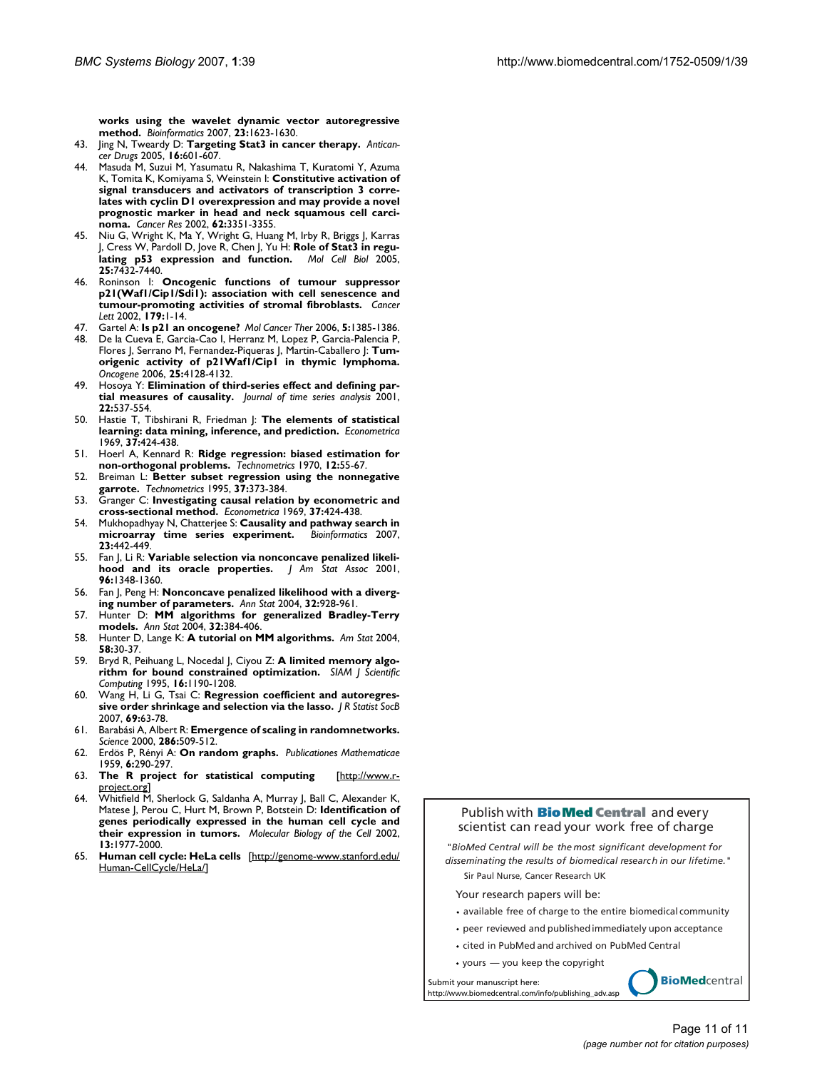works using the wavelet dynamic vector autoregressive method. *Bioinformatics* 2007, **23**:1623-1630.

43. Jing N, Tweardy D: **Targeting Stat3 in cancer therapy.** *Anticancer Drugs* 2005, **16**:601-607.
44. Masuda M, Suzui M, Yasumatu R, Nakashima T, Kuratomi Y, Azuma K, Tomita K, Komiyama S, Weinstein I: **Constitutive activation of signal transducers and activators of transcription 3 correlates with cyclin D1 overexpression and may provide a novel prognostic marker in head and neck squamous cell carcinoma.** *Cancer Res* 2002, **62**:3351-3355.
45. Niu G, Wright K, Ma Y, Wright G, Huang M, Irby R, Briggs J, Karras J, Cress W, Pardoll D, Jove R, Chen J, Yu H: **Role of Stat3 in regulating p53 expression and function.** *Mol Cell Biol* 2005, **25**:7432-7440.
46. Roninson I: **Oncogenic functions of tumour suppressor p21(Waf1/Cip1/Sdi1): association with cell senescence and tumour-promoting activities of stromal fibroblasts.** *Cancer Lett* 2002, **179**:1-14.
47. Gartel A: **Is p21 an oncogene?** *Mol Cancer Ther* 2006, **5**:1385-1386.
48. De la Cueva E, Garcia-Cao I, Herranz M, Lopez P, Garcia-Palencia P, Flores J, Serrano M, Fernandez-Piqueras J, Martin-Caballero J: **Tumorigenic activity of p21Waf1/Cip1 in thymic lymphoma.** *Oncogene* 2006, **25**:4128-4132.
49. Hosoya Y: **Elimination of third-series effect and defining partial measures of causality.** *Journal of time series analysis* 2001, **22**:537-554.
50. Hastie T, Tibshirani R, Friedman J: **The elements of statistical learning: data mining, inference, and prediction.** *Econometrica* 1969, **37**:424-438.
51. Hoerl A, Kennard R: **Ridge regression: biased estimation for non-orthogonal problems.** *Technometrics* 1970, **12**:55-67.
52. Breiman L: **Better subset regression using the nonnegative garrote.** *Technometrics* 1995, **37**:373-384.
53. Granger C: **Investigating causal relation by econometric and cross-sectional method.** *Econometrica* 1969, **37**:424-438.
54. Mukhopadhyay N, Chatterjee S: **Causality and pathway search in microarray time series experiment.** *Bioinformatics* 2007, **23**:442-449.
55. Fan J, Li R: **Variable selection via nonconcave penalized likelihood and its oracle properties.** *J Am Stat Assoc* 2001, **96**:1348-1360.
56. Fan J, Peng H: **Nonconcave penalized likelihood with a diverging number of parameters.** *Ann Stat* 2004, **32**:928-961.
57. Hunter D: **MM algorithms for generalized Bradley-Terry models.** *Ann Stat* 2004, **32**:384-406.
58. Hunter D, Lange K: **A tutorial on MM algorithms.** *Am Stat* 2004, **58**:30-37.
59. Bryd R, Peihuang L, Nocedal J, Ciyou Z: **A limited memory algorithm for bound constrained optimization.** *SIAM J Scientific Computing* 1995, **16**:1190-1208.
60. Wang H, Li G, Tsai C: **Regression coefficient and autoregressive order shrinkage and selection via the lasso.** *J R Statist SocB* 2007, **69**:63-78.
61. Barabási A, Albert R: **Emergence of scaling in randomnetworks.** *Science* 2000, **286**:509-512.
62. Erdös P, Rényi A: **On random graphs.** *Publicationes Mathematicae* 1959, **6**:290-297.
63. **The R project for statistical computing** [http://www.r-project.org]
64. Whitfield M, Sherlock G, Saldanha A, Murray J, Ball C, Alexander K, Matese J, Perou C, Hurt M, Brown P, Botstein D: **Identification of genes periodically expressed in the human cell cycle and their expression in tumors.** *Molecular Biology of the Cell* 2002, **13**:1977-2000.
65. **Human cell cycle: HeLa cells** [http://genome-www.stanford.edu/Human-CellCycle/HeLa/]

Publish with **BioMed Central** and every scientist can read your work free of charge

*"BioMed Central will be the most significant development for disseminating the results of biomedical research in our lifetime."*

Sir Paul Nurse, Cancer Research UK

Your research papers will be:

- available free of charge to the entire biomedical community
- peer reviewed and published immediately upon acceptance
- cited in PubMed and archived on PubMed Central
- yours — you keep the copyright

Submit your manuscript here:
http://www.biomedcentral.com/info/publishing_adv.asp

BioMedcentral